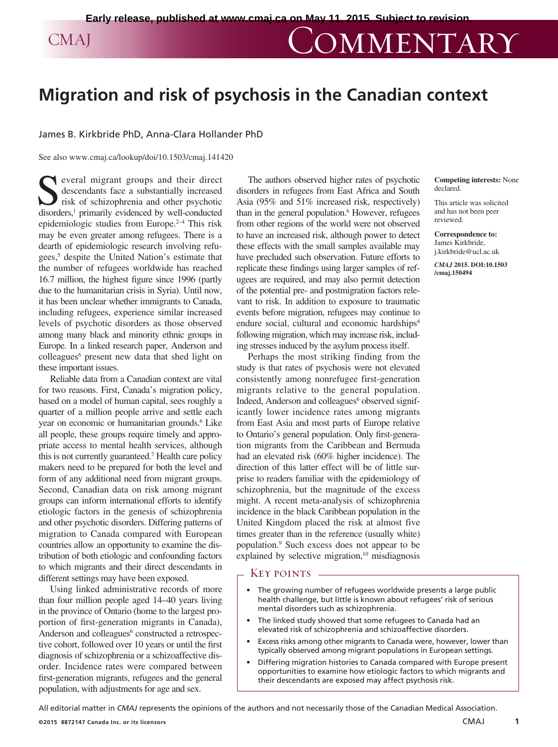Early release, published at www.cmaj.ca on May 11, 2015. Subject to revision.

# Commentary

# Migration and risk of psychosis in the Canadian context

James B. Kirkbride PhD, Anna-Clara Hollander PhD

See also www.cmaj.ca/lookup/doi/10.1503/cmaj.141420

Several migrant groups and their direct descendants face a substantially increased risk of schizophrenia and other psychotic disorders,[1] primarily evidenced by well-conducted epidemiologic studies from Europe.[2–4] This risk may be even greater among refugees. There is a dearth of epidemiologic research involving refugees,[5] despite the United Nation's estimate that the number of refugees worldwide has reached 16.7 million, the highest figure since 1996 (partly due to the humanitarian crisis in Syria). Until now, it has been unclear whether immigrants to Canada, including refugees, experience similar increased levels of psychotic disorders as those observed among many black and minority ethnic groups in Europe. In a linked research paper, Anderson and colleagues[6] present new data that shed light on these important issues.

Reliable data from a Canadian context are vital for two reasons. First, Canada's migration policy, based on a model of human capital, sees roughly a quarter of a million people arrive and settle each year on economic or humanitarian grounds.[6] Like all people, these groups require timely and appropriate access to mental health services, although this is not currently guaranteed.[7] Health care policy makers need to be prepared for both the level and form of any additional need from migrant groups. Second, Canadian data on risk among migrant groups can inform international efforts to identify etiologic factors in the genesis of schizophrenia and other psychotic disorders. Differing patterns of migration to Canada compared with European countries allow an opportunity to examine the distribution of both etiologic and confounding factors to which migrants and their direct descendants in different settings may have been exposed.

Using linked administrative records of more than four million people aged 14–40 years living in the province of Ontario (home to the largest proportion of first-generation migrants in Canada), Anderson and colleagues[6] constructed a retrospective cohort, followed over 10 years or until the first diagnosis of schizophrenia or a schizoaffective disorder. Incidence rates were compared between first-generation migrants, refugees and the general population, with adjustments for age and sex.

The authors observed higher rates of psychotic disorders in refugees from East Africa and South Asia (95% and 51% increased risk, respectively) than in the general population.[6] However, refugees from other regions of the world were not observed to have an increased risk, although power to detect these effects with the small samples available may have precluded such observation. Future efforts to replicate these findings using larger samples of refugees are required, and may also permit detection of the potential pre- and postmigration factors relevant to risk. In addition to exposure to traumatic events before migration, refugees may continue to endure social, cultural and economic hardships[8] following migration, which may increase risk, including stresses induced by the asylum process itself.

Perhaps the most striking finding from the study is that rates of psychosis were not elevated consistently among nonrefugee first-generation migrants relative to the general population. Indeed, Anderson and colleagues[6] observed significantly lower incidence rates among migrants from East Asia and most parts of Europe relative to Ontario's general population. Only first-generation migrants from the Caribbean and Bermuda had an elevated risk (60% higher incidence). The direction of this latter effect will be of little surprise to readers familiar with the epidemiology of schizophrenia, but the magnitude of the excess might. A recent meta-analysis of schizophrenia incidence in the black Caribbean population in the United Kingdom placed the risk at almost five times greater than in the reference (usually white) population.[9] Such excess does not appear to be explained by selective migration,[10] misdiagnosis

**Competing interests:** None declared.

This article was solicited and has not been peer reviewed.

**Correspondence to:** James Kirkbride, j.kirkbride@ucl.ac.uk

*CMAJ* 2015. DOI:10.1503/cmaj.150494

## Key points

- The growing number of refugees worldwide presents a large public health challenge, but little is known about refugees' risk of serious mental disorders such as schizophrenia.
- The linked study showed that some refugees to Canada had an elevated risk of schizophrenia and schizoaffective disorders.
- Excess risks among other migrants to Canada were, however, lower than typically observed among migrant populations in European settings.
- Differing migration histories to Canada compared with Europe present opportunities to examine how etiologic factors to which migrants and their descendants are exposed may affect psychosis risk.

All editorial matter in *CMAJ* represents the opinions of the authors and not necessarily those of the Canadian Medical Association.

©2015 8872147 Canada Inc. or its licensors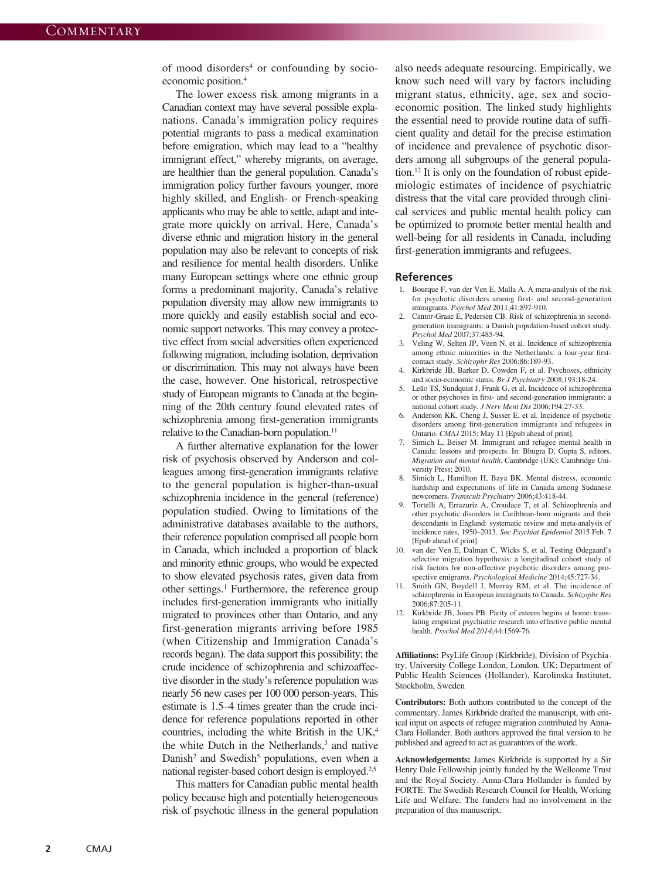of mood disorders[4] or confounding by socioeconomic position.[4]

The lower excess risk among migrants in a Canadian context may have several possible explanations. Canada's immigration policy requires potential migrants to pass a medical examination before emigration, which may lead to a "healthy immigrant effect," whereby migrants, on average, are healthier than the general population. Canada's immigration policy further favours younger, more highly skilled, and English- or French-speaking applicants who may be able to settle, adapt and integrate more quickly on arrival. Here, Canada's diverse ethnic and migration history in the general population may also be relevant to concepts of risk and resilience for mental health disorders. Unlike many European settings where one ethnic group forms a predominant majority, Canada's relative population diversity may allow new immigrants to more quickly and easily establish social and economic support networks. This may convey a protective effect from social adversities often experienced following migration, including isolation, deprivation or discrimination. This may not always have been the case, however. One historical, retrospective study of European migrants to Canada at the beginning of the 20th century found elevated rates of schizophrenia among first-generation immigrants relative to the Canadian-born population.[11]

A further alternative explanation for the lower risk of psychosis observed by Anderson and colleagues among first-generation immigrants relative to the general population is higher-than-usual schizophrenia incidence in the general (reference) population studied. Owing to limitations of the administrative databases available to the authors, their reference population comprised all people born in Canada, which included a proportion of black and minority ethnic groups, who would be expected to show elevated psychosis rates, given data from other settings.[1] Furthermore, the reference group includes first-generation immigrants who initially migrated to provinces other than Ontario, and any first-generation migrants arriving before 1985 (when Citizenship and Immigration Canada's records began). The data support this possibility; the crude incidence of schizophrenia and schizoaffective disorder in the study's reference population was nearly 56 new cases per 100 000 person-years. This estimate is 1.5–4 times greater than the crude incidence for reference populations reported in other countries, including the white British in the UK,[4] the white Dutch in the Netherlands,[3] and native Danish[2] and Swedish[5] populations, even when a national register-based cohort design is employed.[2,5]

This matters for Canadian public mental health policy because high and potentially heterogeneous risk of psychotic illness in the general population also needs adequate resourcing. Empirically, we know such need will vary by factors including migrant status, ethnicity, age, sex and socioeconomic position. The linked study highlights the essential need to provide routine data of sufficient quality and detail for the precise estimation of incidence and prevalence of psychotic disorders among all subgroups of the general population.[12] It is only on the foundation of robust epidemiologic estimates of incidence of psychiatric distress that the vital care provided through clinical services and public mental health policy can be optimized to promote better mental health and well-being for all residents in Canada, including first-generation immigrants and refugees.

## References

1. Bourque F, van der Ven E, Malla A. A meta-analysis of the risk for psychotic disorders among first- and second-generation immigrants. *Psychol Med* 2011;41:897-910.
2. Cantor-Graae E, Pedersen CB. Risk of schizophrenia in second-generation immigrants: a Danish population-based cohort study. *Psychol Med* 2007;37:485-94.
3. Veling W, Selten JP, Veen N, et al. Incidence of schizophrenia among ethnic minorities in the Netherlands: a four-year first-contact study. *Schizophr Res* 2006;86:189-93.
4. Kirkbride JB, Barker D, Cowden F, et al. Psychoses, ethnicity and socio-economic status. *Br J Psychiatry* 2008;193:18-24.
5. Leão TS, Sundquist J, Frank G, et al. Incidence of schizophrenia or other psychoses in first- and second-generation immigrants: a national cohort study. *J Nerv Ment Dis* 2006;194:27-33.
6. Anderson KK, Cheng J, Susser E, et al. Incidence of psychotic disorders among first-generation immigrants and refugees in Ontario. *CMAJ* 2015; May 11 [Epub ahead of print].
7. Simich L, Beiser M. Immigrant and refugee mental health in Canada: lessons and prospects. In: Bhugra D, Gupta S, editors. *Migration and mental health*. Cambridge (UK): Cambridge University Press; 2010.
8. Simich L, Hamilton H, Baya BK. Mental distress, economic hardship and expectations of life in Canada among Sudanese newcomers. *Transcult Psychiatry* 2006;43:418-44.
9. Tortelli A, Errazuriz A, Croudace T, et al. Schizophrenia and other psychotic disorders in Caribbean-born migrants and their descendants in England: systematic review and meta-analysis of incidence rates, 1950–2013. *Soc Psychiat Epidemiol* 2015 Feb. 7 [Epub ahead of print].
10. van der Ven E, Dalman C, Wicks S, et al. Testing Ødegaard's selective migration hypothesis: a longitudinal cohort study of risk factors for non-affective psychotic disorders among prospective emigrants. *Psychological Medicine* 2014;45:727-34.
11. Smith GN, Boydell J, Murray RM, et al. The incidence of schizophrenia in European immigrants to Canada. *Schizophr Res* 2006;87:205-11.
12. Kirkbride JB, Jones PB. Parity of esteem begins at home: translating empirical psychiatric research into effective public mental health. *Psychol Med 2014*;44:1569-76.

**Affiliations:** PsyLife Group (Kirkbride), Division of Psychiatry, University College London, London, UK; Department of Public Health Sciences (Hollander), Karolinska Institutet, Stockholm, Sweden

**Contributors:** Both authors contributed to the concept of the commentary. James Kirkbride drafted the manuscript, with critical input on aspects of refugee migration contributed by Anna-Clara Hollander. Both authors approved the final version to be published and agreed to act as guarantors of the work.

**Acknowledgements:** James Kirkbride is supported by a Sir Henry Dale Fellowship jointly funded by the Wellcome Trust and the Royal Society. Anna-Clara Hollander is funded by FORTE: The Swedish Research Council for Health, Working Life and Welfare. The funders had no involvement in the preparation of this manuscript.